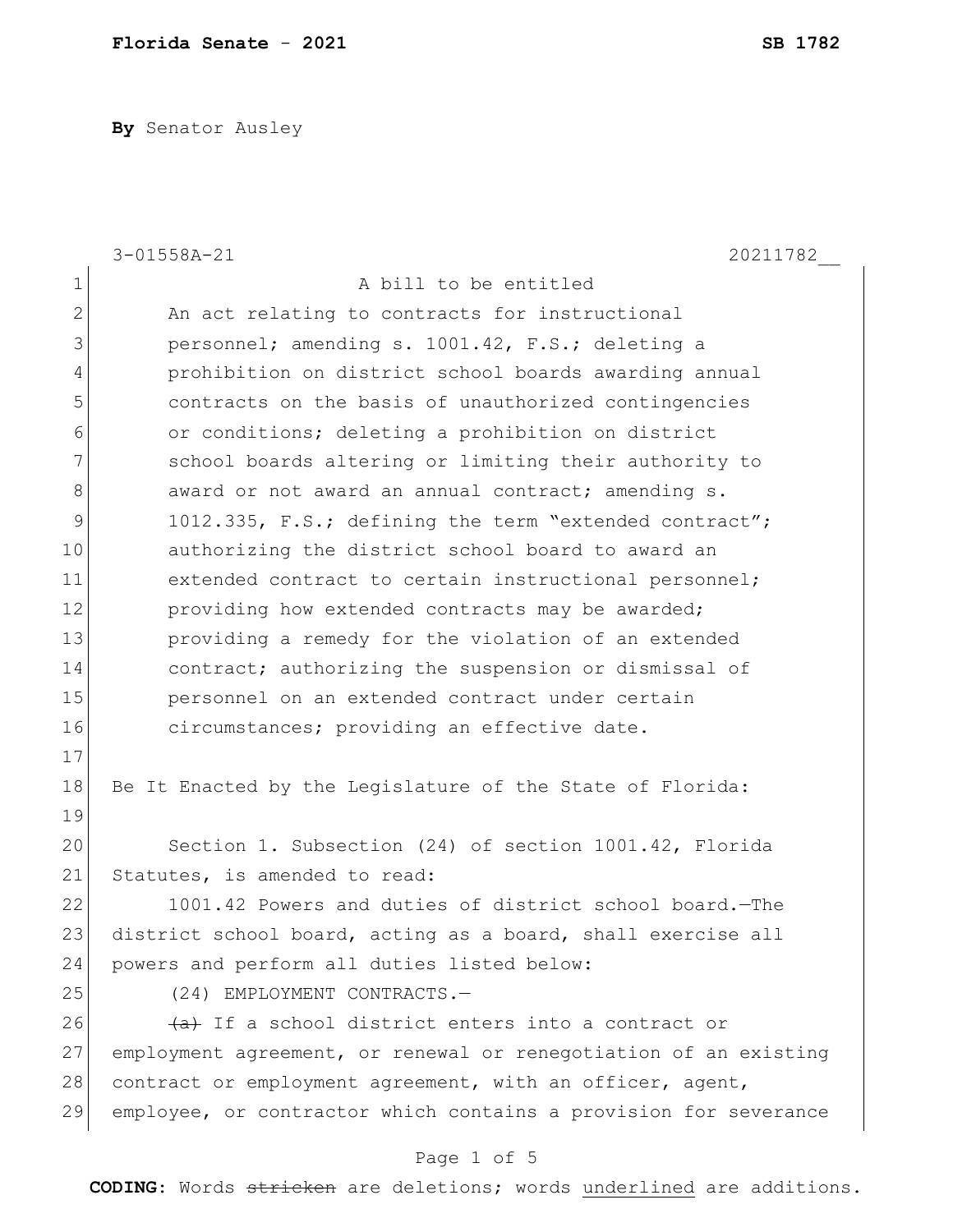**By** Senator Ausley

3-01558A-21 20211782__

A bill to be entitled

An act relating to contracts for instructional personnel; amending s. 1001.42, F.S.; deleting a prohibition on district school boards awarding annual contracts on the basis of unauthorized contingencies or conditions; deleting a prohibition on district school boards altering or limiting their authority to award or not award an annual contract; amending s. 1012.335, F.S.; defining the term "extended contract"; authorizing the district school board to award an extended contract to certain instructional personnel; providing how extended contracts may be awarded; providing a remedy for the violation of an extended contract; authorizing the suspension or dismissal of personnel on an extended contract under certain circumstances; providing an effective date.

Be It Enacted by the Legislature of the State of Florida:

Section 1. Subsection (24) of section 1001.42, Florida Statutes, is amended to read:

1001.42 Powers and duties of district school board.—The district school board, acting as a board, shall exercise all powers and perform all duties listed below:

(24) EMPLOYMENT CONTRACTS.—

~~(a)~~ If a school district enters into a contract or employment agreement, or renewal or renegotiation of an existing contract or employment agreement, with an officer, agent, employee, or contractor which contains a provision for severance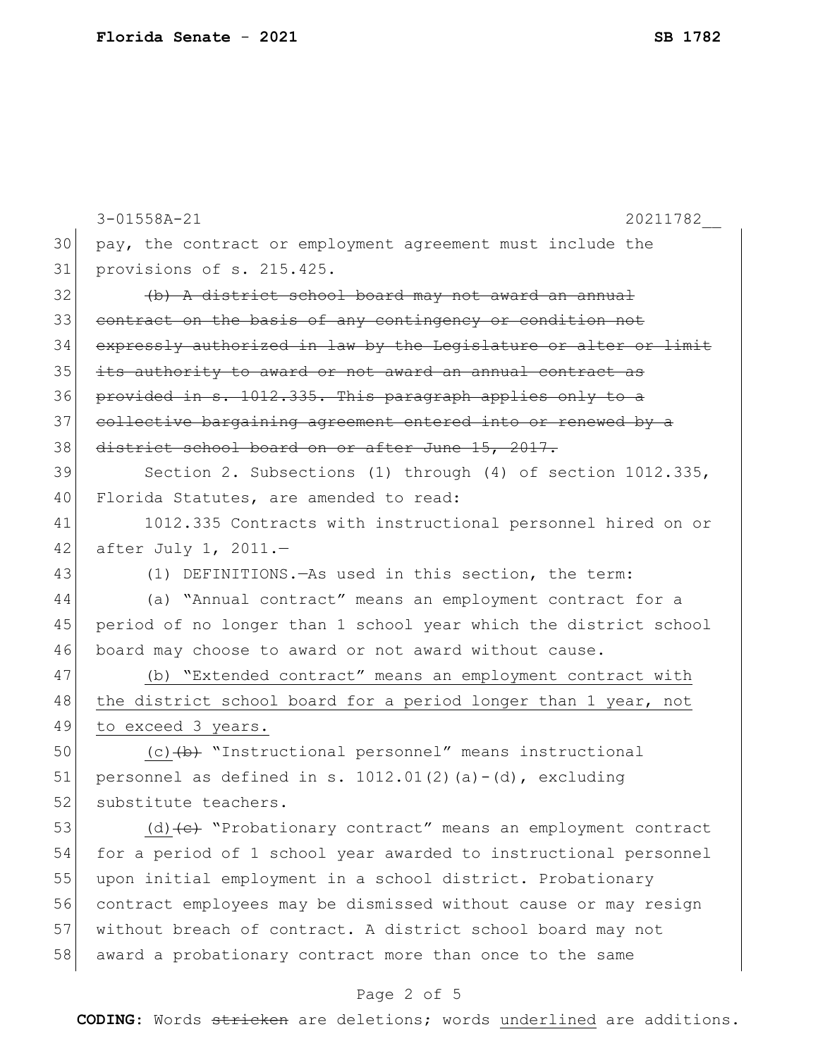pay, the contract or employment agreement must include the provisions of s. 215.425.

~~(b) A district school board may not award an annual contract on the basis of any contingency or condition not expressly authorized in law by the Legislature or alter or limit its authority to award or not award an annual contract as provided in s. 1012.335. This paragraph applies only to a collective bargaining agreement entered into or renewed by a district school board on or after June 15, 2017.~~

Section 2. Subsections (1) through (4) of section 1012.335, Florida Statutes, are amended to read:

1012.335 Contracts with instructional personnel hired on or after July 1, 2011.—

(1) DEFINITIONS.—As used in this section, the term:

(a) "Annual contract" means an employment contract for a period of no longer than 1 school year which the district school board may choose to award or not award without cause.

<u>(b) "Extended contract" means an employment contract with the district school board for a period longer than 1 year, not to exceed 3 years.</u>

<u>(c)</u>~~(b)~~ "Instructional personnel" means instructional personnel as defined in s. 1012.01(2)(a)-(d), excluding substitute teachers.

<u>(d)</u>~~(c)~~ "Probationary contract" means an employment contract for a period of 1 school year awarded to instructional personnel upon initial employment in a school district. Probationary contract employees may be dismissed without cause or may resign without breach of contract. A district school board may not award a probationary contract more than once to the same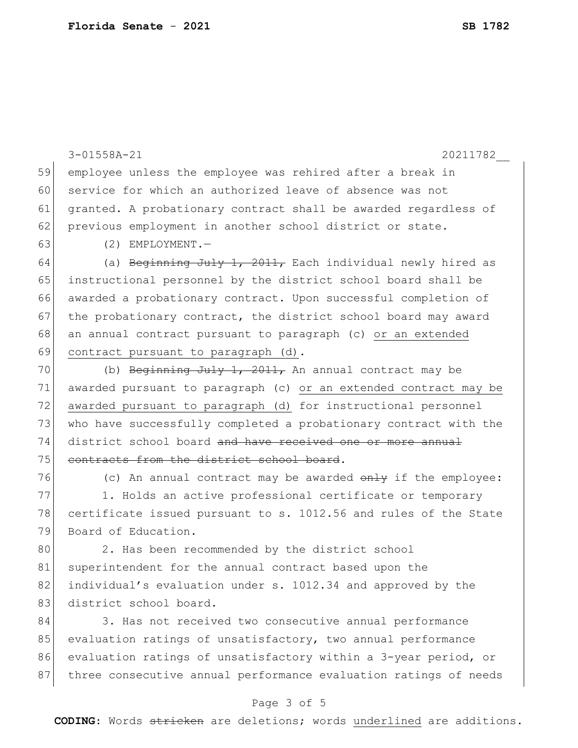employee unless the employee was rehired after a break in service for which an authorized leave of absence was not granted. A probationary contract shall be awarded regardless of previous employment in another school district or state.

(2) EMPLOYMENT.—

(a) ~~Beginning July 1, 2011,~~ Each individual newly hired as instructional personnel by the district school board shall be awarded a probationary contract. Upon successful completion of the probationary contract, the district school board may award an annual contract pursuant to paragraph (c) <u>or an extended contract pursuant to paragraph (d)</u>.

(b) ~~Beginning July 1, 2011,~~ An annual contract may be awarded pursuant to paragraph (c) <u>or an extended contract may be awarded pursuant to paragraph (d)</u> for instructional personnel who have successfully completed a probationary contract with the district school board ~~and have received one or more annual contracts from the district school board~~.

(c) An annual contract may be awarded ~~only~~ if the employee:

1. Holds an active professional certificate or temporary certificate issued pursuant to s. 1012.56 and rules of the State Board of Education.

2. Has been recommended by the district school superintendent for the annual contract based upon the individual's evaluation under s. 1012.34 and approved by the district school board.

3. Has not received two consecutive annual performance evaluation ratings of unsatisfactory, two annual performance evaluation ratings of unsatisfactory within a 3-year period, or three consecutive annual performance evaluation ratings of needs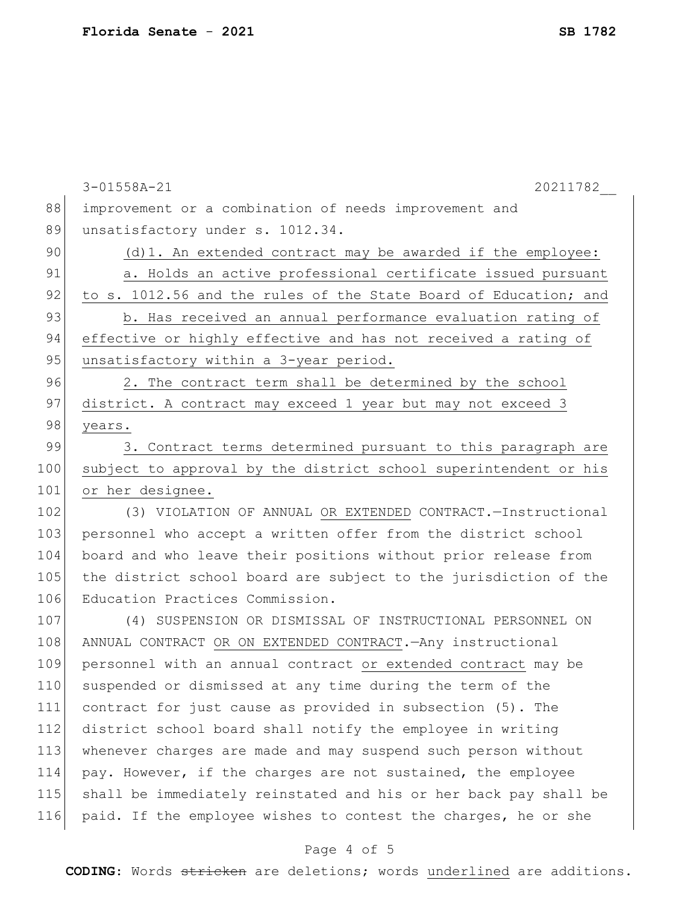improvement or a combination of needs improvement and unsatisfactory under s. 1012.34.

(d)1. An extended contract may be awarded if the employee:

a. Holds an active professional certificate issued pursuant to s. 1012.56 and the rules of the State Board of Education; and

b. Has received an annual performance evaluation rating of effective or highly effective and has not received a rating of unsatisfactory within a 3-year period.

2. The contract term shall be determined by the school district. A contract may exceed 1 year but may not exceed 3 years.

3. Contract terms determined pursuant to this paragraph are subject to approval by the district school superintendent or his or her designee.

(3) VIOLATION OF ANNUAL OR EXTENDED CONTRACT.—Instructional personnel who accept a written offer from the district school board and who leave their positions without prior release from the district school board are subject to the jurisdiction of the Education Practices Commission.

(4) SUSPENSION OR DISMISSAL OF INSTRUCTIONAL PERSONNEL ON ANNUAL CONTRACT OR ON EXTENDED CONTRACT.—Any instructional personnel with an annual contract or extended contract may be suspended or dismissed at any time during the term of the contract for just cause as provided in subsection (5). The district school board shall notify the employee in writing whenever charges are made and may suspend such person without pay. However, if the charges are not sustained, the employee shall be immediately reinstated and his or her back pay shall be paid. If the employee wishes to contest the charges, he or she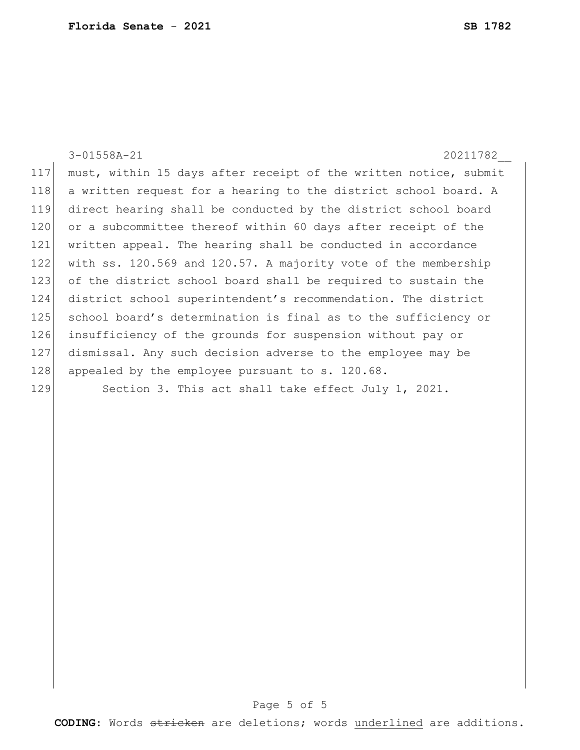must, within 15 days after receipt of the written notice, submit a written request for a hearing to the district school board. A direct hearing shall be conducted by the district school board or a subcommittee thereof within 60 days after receipt of the written appeal. The hearing shall be conducted in accordance with ss. 120.569 and 120.57. A majority vote of the membership of the district school board shall be required to sustain the district school superintendent's recommendation. The district school board's determination is final as to the sufficiency or insufficiency of the grounds for suspension without pay or dismissal. Any such decision adverse to the employee may be appealed by the employee pursuant to s. 120.68.

Section 3. This act shall take effect July 1, 2021.